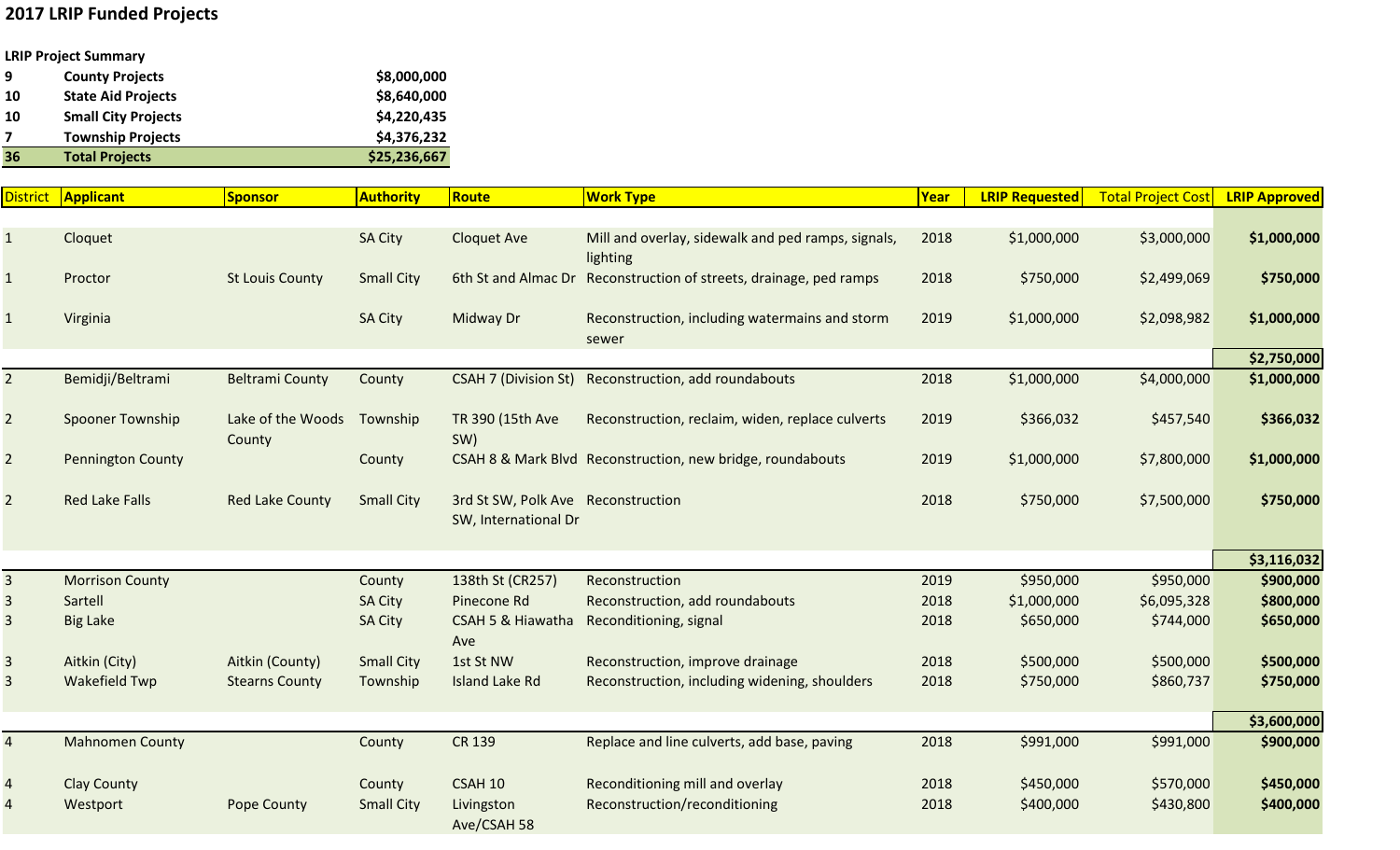# 2017 LRIP Funded Projects

**LRIP Project Summary**

| | | |
|---|---|---|
| **9** | **County Projects** | **$8,000,000** |
| **10** | **State Aid Projects** | **$8,640,000** |
| **10** | **Small City Projects** | **$4,220,435** |
| **7** | **Township Projects** | **$4,376,232** |
| **36** | **Total Projects** | **$25,236,667** |

| District | Applicant | Sponsor | Authority | Route | Work Type | Year | LRIP Requested | Total Project Cost | LRIP Approved |
|---|---|---|---|---|---|---|---|---|---|
| 1 | Cloquet | | SA City | Cloquet Ave | Mill and overlay, sidewalk and ped ramps, signals, lighting | 2018 | $1,000,000 | $3,000,000 | **$1,000,000** |
| 1 | Proctor | St Louis County | Small City | 6th St and Almac Dr | Reconstruction of streets, drainage, ped ramps | 2018 | $750,000 | $2,499,069 | **$750,000** |
| 1 | Virginia | | SA City | Midway Dr | Reconstruction, including watermains and storm sewer | 2019 | $1,000,000 | $2,098,982 | **$1,000,000** |
| | | | | | | | | | **$2,750,000** |
| 2 | Bemidji/Beltrami | Beltrami County | County | CSAH 7 (Division St) | Reconstruction, add roundabouts | 2018 | $1,000,000 | $4,000,000 | **$1,000,000** |
| 2 | Spooner Township | Lake of the Woods County | Township | TR 390 (15th Ave SW) | Reconstruction, reclaim, widen, replace culverts | 2019 | $366,032 | $457,540 | **$366,032** |
| 2 | Pennington County | | County | CSAH 8 & Mark Blvd | Reconstruction, new bridge, roundabouts | 2019 | $1,000,000 | $7,800,000 | **$1,000,000** |
| 2 | Red Lake Falls | Red Lake County | Small City | 3rd St SW, Polk Ave SW, International Dr | Reconstruction | 2018 | $750,000 | $7,500,000 | **$750,000** |
| | | | | | | | | | **$3,116,032** |
| 3 | Morrison County | | County | 138th St (CR257) | Reconstruction | 2019 | $950,000 | $950,000 | **$900,000** |
| 3 | Sartell | | SA City | Pinecone Rd | Reconstruction, add roundabouts | 2018 | $1,000,000 | $6,095,328 | **$800,000** |
| 3 | Big Lake | | SA City | CSAH 5 & Hiawatha Ave | Reconditioning, signal | 2018 | $650,000 | $744,000 | **$650,000** |
| 3 | Aitkin (City) | Aitkin (County) | Small City | 1st St NW | Reconstruction, improve drainage | 2018 | $500,000 | $500,000 | **$500,000** |
| 3 | Wakefield Twp | Stearns County | Township | Island Lake Rd | Reconstruction, including widening, shoulders | 2018 | $750,000 | $860,737 | **$750,000** |
| | | | | | | | | | **$3,600,000** |
| 4 | Mahnomen County | | County | CR 139 | Replace and line culverts, add base, paving | 2018 | $991,000 | $991,000 | **$900,000** |
| 4 | Clay County | | County | CSAH 10 | Reconditioning mill and overlay | 2018 | $450,000 | $570,000 | **$450,000** |
| 4 | Westport | Pope County | Small City | Livingston Ave/CSAH 58 | Reconstruction/reconditioning | 2018 | $400,000 | $430,800 | **$400,000** |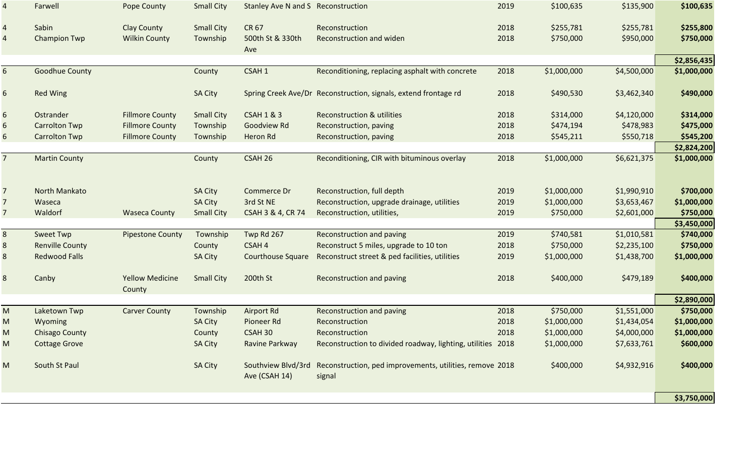| | | | | | | | | | |
|---|---|---|---|---|---|---|---|---|---|
| 4 | Farwell | Pope County | Small City | Stanley Ave N and S | Reconstruction | 2019 | $100,635 | $135,900 | **$100,635** |
| 4 | Sabin | Clay County | Small City | CR 67 | Reconstruction | 2018 | $255,781 | $255,781 | **$255,800** |
| 4 | Champion Twp | Wilkin County | Township | 500th St & 330th Ave | Reconstruction and widen | 2018 | $750,000 | $950,000 | **$750,000** |
| | | | | | | | | | **$2,856,435** |
| 6 | Goodhue County | | County | CSAH 1 | Reconditioning, replacing asphalt with concrete | 2018 | $1,000,000 | $4,500,000 | **$1,000,000** |
| 6 | Red Wing | | SA City | Spring Creek Ave/Dr | Reconstruction, signals, extend frontage rd | 2018 | $490,530 | $3,462,340 | **$490,000** |
| 6 | Ostrander | Fillmore County | Small City | CSAH 1 & 3 | Reconstruction & utilities | 2018 | $314,000 | $4,120,000 | **$314,000** |
| 6 | Carrolton Twp | Fillmore County | Township | Goodview Rd | Reconstruction, paving | 2018 | $474,194 | $478,983 | **$475,000** |
| 6 | Carrolton Twp | Fillmore County | Township | Heron Rd | Reconstruction, paving | 2018 | $545,211 | $550,718 | **$545,200** |
| | | | | | | | | | **$2,824,200** |
| 7 | Martin County | | County | CSAH 26 | Reconditioning, CIR with bituminous overlay | 2018 | $1,000,000 | $6,621,375 | **$1,000,000** |
| 7 | North Mankato | | SA City | Commerce Dr | Reconstruction, full depth | 2019 | $1,000,000 | $1,990,910 | **$700,000** |
| 7 | Waseca | | SA City | 3rd St NE | Reconstruction, upgrade drainage, utilities | 2019 | $1,000,000 | $3,653,467 | **$1,000,000** |
| 7 | Waldorf | Waseca County | Small City | CSAH 3 & 4, CR 74 | Reconstruction, utilities, | 2019 | $750,000 | $2,601,000 | **$750,000** |
| | | | | | | | | | **$3,450,000** |
| 8 | Sweet Twp | Pipestone County | Township | Twp Rd 267 | Reconstruction and paving | 2019 | $740,581 | $1,010,581 | **$740,000** |
| 8 | Renville County | | County | CSAH 4 | Reconstruct 5 miles, upgrade to 10 ton | 2018 | $750,000 | $2,235,100 | **$750,000** |
| 8 | Redwood Falls | | SA City | Courthouse Square | Reconstruct street & ped facilities, utilities | 2019 | $1,000,000 | $1,438,700 | **$1,000,000** |
| 8 | Canby | Yellow Medicine County | Small City | 200th St | Reconstruction and paving | 2018 | $400,000 | $479,189 | **$400,000** |
| | | | | | | | | | **$2,890,000** |
| M | Laketown Twp | Carver County | Township | Airport Rd | Reconstruction and paving | 2018 | $750,000 | $1,551,000 | **$750,000** |
| M | Wyoming | | SA City | Pioneer Rd | Reconstruction | 2018 | $1,000,000 | $1,434,054 | **$1,000,000** |
| M | Chisago County | | County | CSAH 30 | Reconstruction | 2018 | $1,000,000 | $4,000,000 | **$1,000,000** |
| M | Cottage Grove | | SA City | Ravine Parkway | Reconstruction to divided roadway, lighting, utilities | 2018 | $1,000,000 | $7,633,761 | **$600,000** |
| M | South St Paul | | SA City | Southview Blvd/3rd Ave (CSAH 14) | Reconstruction, ped improvements, utilities, remove signal | 2018 | $400,000 | $4,932,916 | **$400,000** |
| | | | | | | | | | **$3,750,000** |